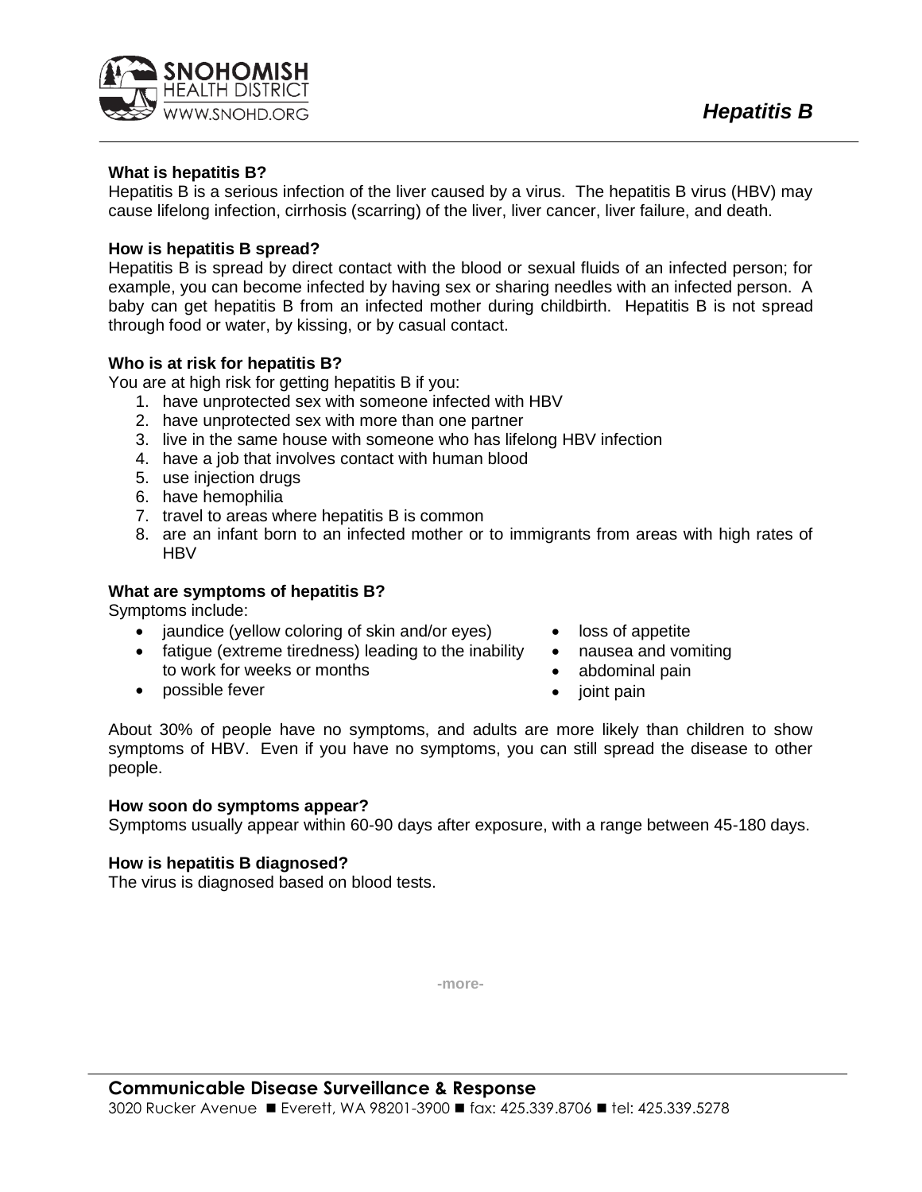# Hepatitis B

### What is hepatitis B?

Hepatitis B is a serious infection of the liver caused by a virus. The hepatitis B virus (HBV) may cause lifelong infection, cirrhosis (scarring) of the liver, liver cancer, liver failure, and death.

### How is hepatitis B spread?

Hepatitis B is spread by direct contact with the blood or sexual fluids of an infected person; for example, you can become infected by having sex or sharing needles with an infected person. A baby can get hepatitis B from an infected mother during childbirth. Hepatitis B is not spread through food or water, by kissing, or by casual contact.

### Who is at risk for hepatitis B?

You are at high risk for getting hepatitis B if you:

1. have unprotected sex with someone infected with HBV
2. have unprotected sex with more than one partner
3. live in the same house with someone who has lifelong HBV infection
4. have a job that involves contact with human blood
5. use injection drugs
6. have hemophilia
7. travel to areas where hepatitis B is common
8. are an infant born to an infected mother or to immigrants from areas with high rates of HBV

### What are symptoms of hepatitis B?

Symptoms include:

- jaundice (yellow coloring of skin and/or eyes)
- fatigue (extreme tiredness) leading to the inability to work for weeks or months
- possible fever
- loss of appetite
- nausea and vomiting
- abdominal pain
- joint pain

About 30% of people have no symptoms, and adults are more likely than children to show symptoms of HBV. Even if you have no symptoms, you can still spread the disease to other people.

### How soon do symptoms appear?

Symptoms usually appear within 60-90 days after exposure, with a range between 45-180 days.

### How is hepatitis B diagnosed?

The virus is diagnosed based on blood tests.

-more-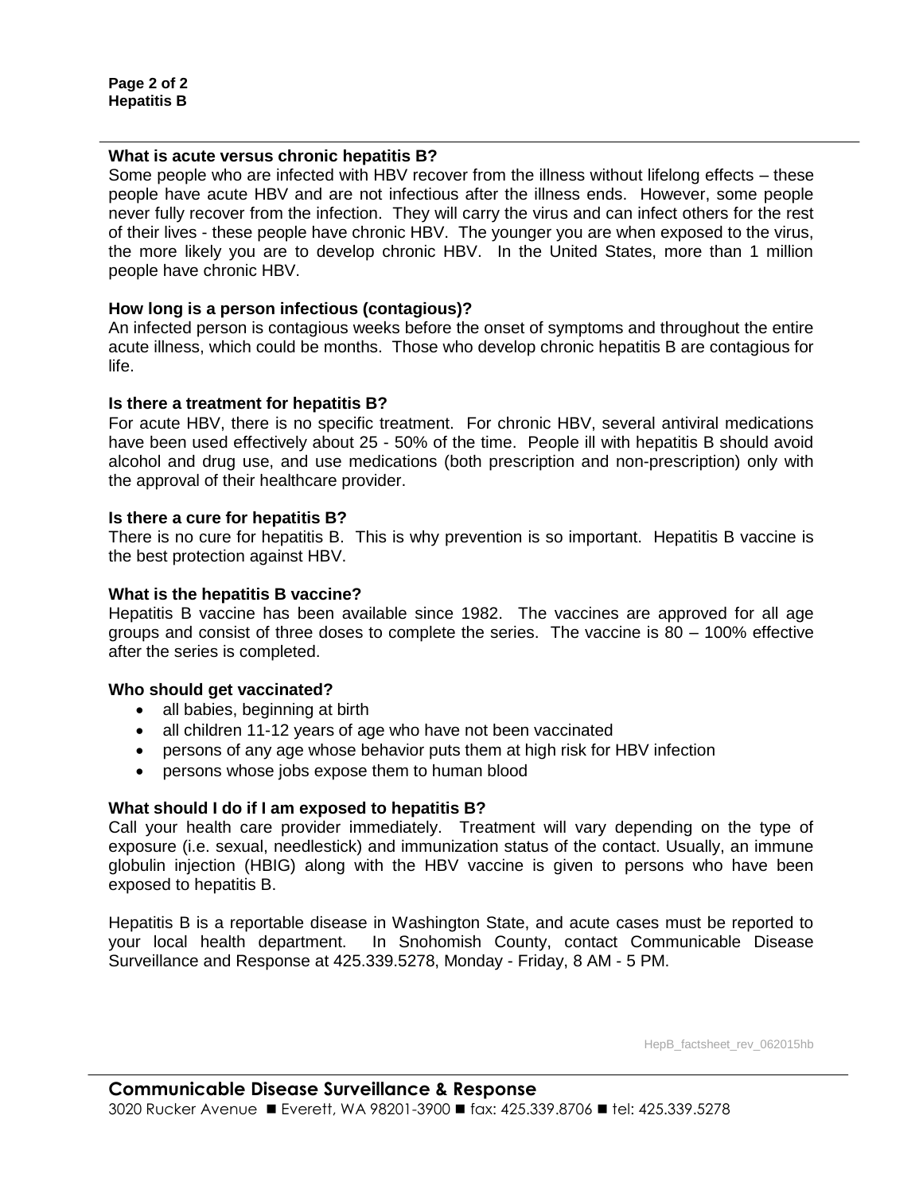### What is acute versus chronic hepatitis B?

Some people who are infected with HBV recover from the illness without lifelong effects – these people have acute HBV and are not infectious after the illness ends. However, some people never fully recover from the infection. They will carry the virus and can infect others for the rest of their lives - these people have chronic HBV. The younger you are when exposed to the virus, the more likely you are to develop chronic HBV. In the United States, more than 1 million people have chronic HBV.

### How long is a person infectious (contagious)?

An infected person is contagious weeks before the onset of symptoms and throughout the entire acute illness, which could be months. Those who develop chronic hepatitis B are contagious for life.

### Is there a treatment for hepatitis B?

For acute HBV, there is no specific treatment. For chronic HBV, several antiviral medications have been used effectively about 25 - 50% of the time. People ill with hepatitis B should avoid alcohol and drug use, and use medications (both prescription and non-prescription) only with the approval of their healthcare provider.

### Is there a cure for hepatitis B?

There is no cure for hepatitis B. This is why prevention is so important. Hepatitis B vaccine is the best protection against HBV.

### What is the hepatitis B vaccine?

Hepatitis B vaccine has been available since 1982. The vaccines are approved for all age groups and consist of three doses to complete the series. The vaccine is 80 – 100% effective after the series is completed.

### Who should get vaccinated?

- all babies, beginning at birth
- all children 11-12 years of age who have not been vaccinated
- persons of any age whose behavior puts them at high risk for HBV infection
- persons whose jobs expose them to human blood

### What should I do if I am exposed to hepatitis B?

Call your health care provider immediately. Treatment will vary depending on the type of exposure (i.e. sexual, needlestick) and immunization status of the contact. Usually, an immune globulin injection (HBIG) along with the HBV vaccine is given to persons who have been exposed to hepatitis B.

Hepatitis B is a reportable disease in Washington State, and acute cases must be reported to your local health department. In Snohomish County, contact Communicable Disease Surveillance and Response at 425.339.5278, Monday - Friday, 8 AM - 5 PM.

HepB_factsheet_rev_062015hb

**Communicable Disease Surveillance & Response**
3020 Rucker Avenue ■ Everett, WA 98201-3900 ■ fax: 425.339.8706 ■ tel: 425.339.5278